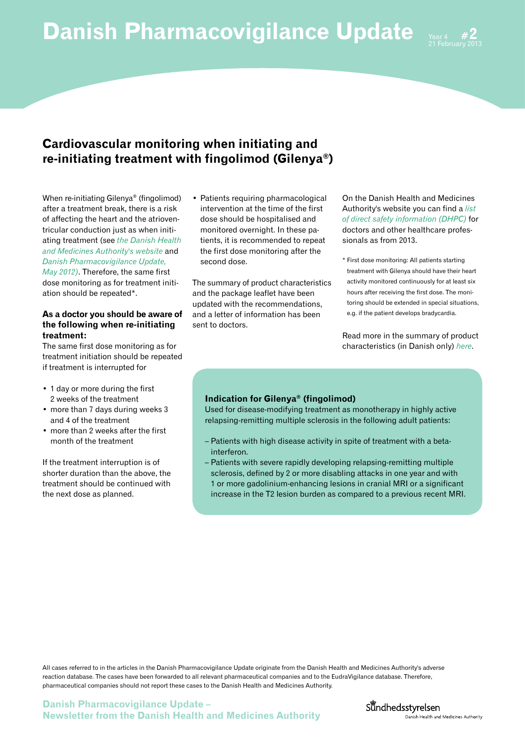# Danish Pharmacovigilance Update

Year 4 **#2**
21 February 2013

## Cardiovascular monitoring when initiating and re-initiating treatment with fingolimod (Gilenya®)

When re-initiating Gilenya® (fingolimod) after a treatment break, there is a risk of affecting the heart and the atrioventricular conduction just as when initiating treatment (see *the Danish Health and Medicines Authority's website* and *Danish Pharmacovigilance Update, May 2012)*. Therefore, the same first dose monitoring as for treatment initiation should be repeated*.

**As a doctor you should be aware of the following when re-initiating treatment:**

The same first dose monitoring as for treatment initiation should be repeated if treatment is interrupted for

- 1 day or more during the first 2 weeks of the treatment
- more than 7 days during weeks 3 and 4 of the treatment
- more than 2 weeks after the first month of the treatment

If the treatment interruption is of shorter duration than the above, the treatment should be continued with the next dose as planned.

- Patients requiring pharmacological intervention at the time of the first dose should be hospitalised and monitored overnight. In these patients, it is recommended to repeat the first dose monitoring after the second dose.

The summary of product characteristics and the package leaflet have been updated with the recommendations, and a letter of information has been sent to doctors.

On the Danish Health and Medicines Authority's website you can find a *list of direct safety information (DHPC)* for doctors and other healthcare professionals as from 2013.

\* First dose monitoring: All patients starting treatment with Gilenya should have their heart activity monitored continuously for at least six hours after receiving the first dose. The monitoring should be extended in special situations, e.g. if the patient develops bradycardia.

Read more in the summary of product characteristics (in Danish only) *here*.

**Indication for Gilenya® (fingolimod)**

Used for disease-modifying treatment as monotherapy in highly active relapsing-remitting multiple sclerosis in the following adult patients:

– Patients with high disease activity in spite of treatment with a beta-interferon.
– Patients with severe rapidly developing relapsing-remitting multiple sclerosis, defined by 2 or more disabling attacks in one year and with 1 or more gadolinium-enhancing lesions in cranial MRI or a significant increase in the T2 lesion burden as compared to a previous recent MRI.

All cases referred to in the articles in the Danish Pharmacovigilance Update originate from the Danish Health and Medicines Authority's adverse reaction database. The cases have been forwarded to all relevant pharmaceutical companies and to the EudraVigilance database. Therefore, pharmaceutical companies should not report these cases to the Danish Health and Medicines Authority.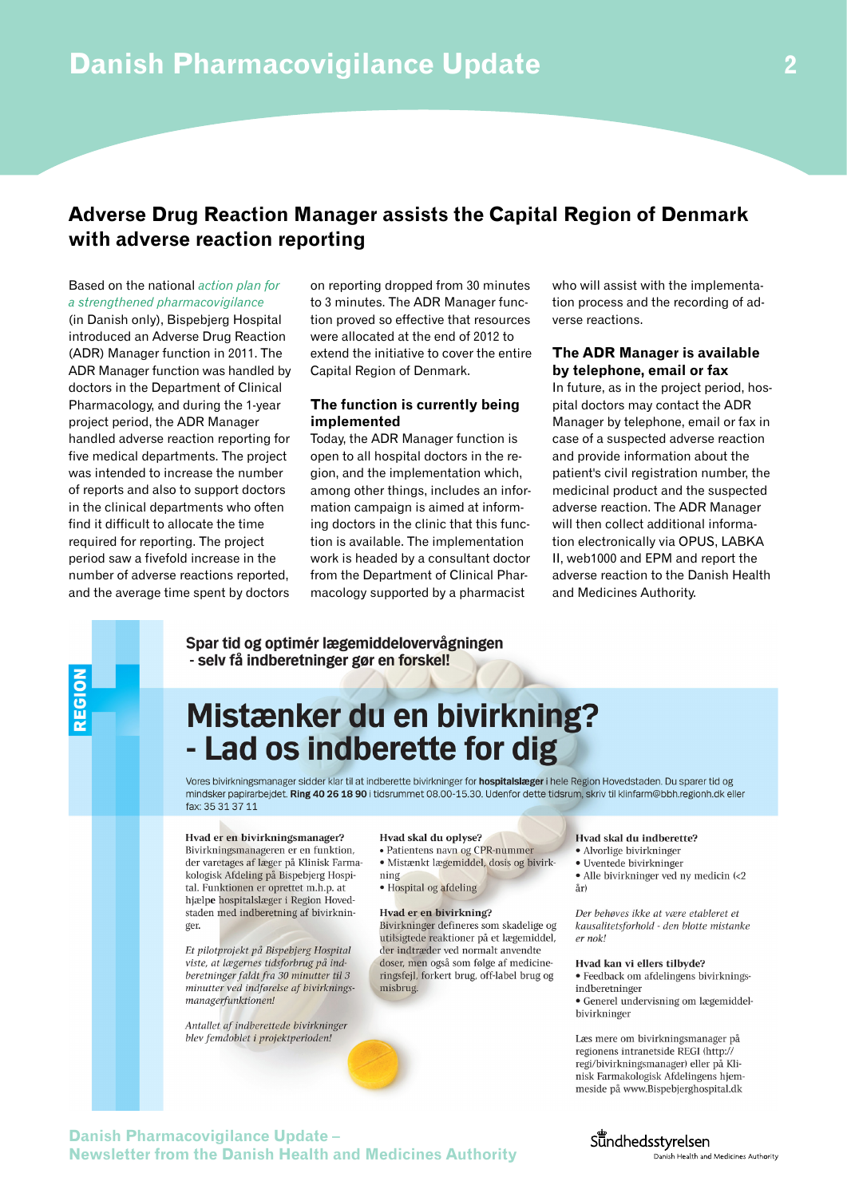## Adverse Drug Reaction Manager assists the Capital Region of Denmark with adverse reaction reporting

Based on the national *action plan for a strengthened pharmacovigilance* (in Danish only), Bispebjerg Hospital introduced an Adverse Drug Reaction (ADR) Manager function in 2011. The ADR Manager function was handled by doctors in the Department of Clinical Pharmacology, and during the 1-year project period, the ADR Manager handled adverse reaction reporting for five medical departments. The project was intended to increase the number of reports and also to support doctors in the clinical departments who often find it difficult to allocate the time required for reporting. The project period saw a fivefold increase in the number of adverse reactions reported, and the average time spent by doctors on reporting dropped from 30 minutes to 3 minutes. The ADR Manager function proved so effective that resources were allocated at the end of 2012 to extend the initiative to cover the entire Capital Region of Denmark.

### The function is currently being implemented

Today, the ADR Manager function is open to all hospital doctors in the region, and the implementation which, among other things, includes an information campaign is aimed at informing doctors in the clinic that this function is available. The implementation work is headed by a consultant doctor from the Department of Clinical Pharmacology supported by a pharmacist who will assist with the implementation process and the recording of adverse reactions.

### The ADR Manager is available by telephone, email or fax

In future, as in the project period, hospital doctors may contact the ADR Manager by telephone, email or fax in case of a suspected adverse reaction and provide information about the patient's civil registration number, the medicinal product and the suspected adverse reaction. The ADR Manager will then collect additional information electronically via OPUS, LABKA II, web1000 and EPM and report the adverse reaction to the Danish Health and Medicines Authority.

REGION

**Spar tid og optimér lægemiddelovervågningen**
**- selv få indberetninger gør en forskel!**

# Mistænker du en bivirkning? - Lad os indberette for dig

Vores bivirkningsmanager sidder klar til at indberette bivirkninger for **hospitalslæger** i hele Region Hovedstaden. Du sparer tid og mindsker papirarbejdet. **Ring 40 26 18 90** i tidsrummet 08.00-15.30. Udenfor dette tidsrum, skriv til klinfarm@bbh.regionh.dk eller fax: 35 31 37 11

**Hvad er en bivirkningsmanager?**
Bivirkningsmanageren er en funktion, der varetages af læger på Klinisk Farmakologisk Afdeling på Bispebjerg Hospital. Funktionen er oprettet m.h.p. at hjælpe hospitalslæger i Region Hovedstaden med indberetning af bivirkninger.

*Et pilotprojekt på Bispebjerg Hospital viste, at lægernes tidsforbrug på indberetninger faldt fra 30 minutter til 3 minutter ved indførelse af bivirkningsmanagerfunktionen!*

*Antallet af indberettede bivirkninger blev femdoblet i projektperioden!*

**Hvad skal du oplyse?**
- Patientens navn og CPR-nummer
- Mistænkt lægemiddel, dosis og bivirkning
- Hospital og afdeling

**Hvad er en bivirkning?**
Bivirkninger defineres som skadelige og utilsigtede reaktioner på et lægemiddel, der indtræder ved normalt anvendte doser, men også som følge af medicineringsfejl, forkert brug, off-label brug og misbrug.

**Hvad skal du indberette?**
- Alvorlige bivirkninger
- Uventede bivirkninger
- Alle bivirkninger ved ny medicin (<2 år)

*Der behøves ikke at være etableret et kausalitetsforhold - den blotte mistanke er nok!*

**Hvad kan vi ellers tilbyde?**
- Feedback om afdelingens bivirkningsindberetninger
- Generel undervisning om lægemiddelbivirkninger

Læs mere om bivirkningsmanager på regionens intranetside REGI (http://regi/bivirkningsmanager) eller på Klinisk Farmakologisk Afdelingens hjemmeside på www.Bispebjerghospital.dk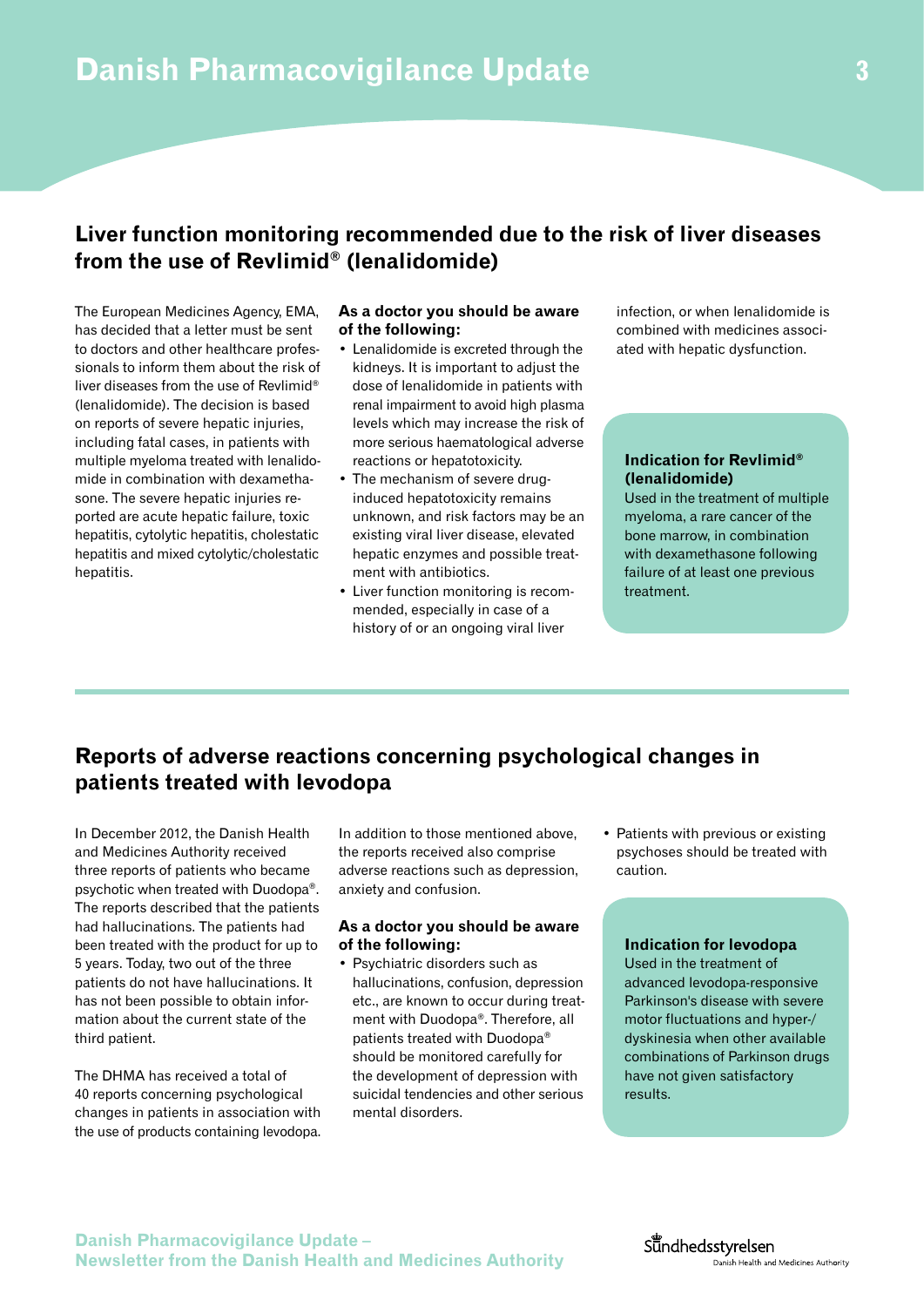## Liver function monitoring recommended due to the risk of liver diseases from the use of Revlimid® (lenalidomide)

The European Medicines Agency, EMA, has decided that a letter must be sent to doctors and other healthcare professionals to inform them about the risk of liver diseases from the use of Revlimid® (lenalidomide). The decision is based on reports of severe hepatic injuries, including fatal cases, in patients with multiple myeloma treated with lenalidomide in combination with dexamethasone. The severe hepatic injuries reported are acute hepatic failure, toxic hepatitis, cytolytic hepatitis, cholestatic hepatitis and mixed cytolytic/cholestatic hepatitis.

**As a doctor you should be aware of the following:**

- Lenalidomide is excreted through the kidneys. It is important to adjust the dose of lenalidomide in patients with renal impairment to avoid high plasma levels which may increase the risk of more serious haematological adverse reactions or hepatotoxicity.
- The mechanism of severe drug-induced hepatotoxicity remains unknown, and risk factors may be an existing viral liver disease, elevated hepatic enzymes and possible treatment with antibiotics.
- Liver function monitoring is recommended, especially in case of a history of or an ongoing viral liver infection, or when lenalidomide is combined with medicines associated with hepatic dysfunction.

**Indication for Revlimid® (lenalidomide)**

Used in the treatment of multiple myeloma, a rare cancer of the bone marrow, in combination with dexamethasone following failure of at least one previous treatment.

## Reports of adverse reactions concerning psychological changes in patients treated with levodopa

In December 2012, the Danish Health and Medicines Authority received three reports of patients who became psychotic when treated with Duodopa®. The reports described that the patients had hallucinations. The patients had been treated with the product for up to 5 years. Today, two out of the three patients do not have hallucinations. It has not been possible to obtain information about the current state of the third patient.

The DHMA has received a total of 40 reports concerning psychological changes in patients in association with the use of products containing levodopa. In addition to those mentioned above, the reports received also comprise adverse reactions such as depression, anxiety and confusion.

**As a doctor you should be aware of the following:**

- Psychiatric disorders such as hallucinations, confusion, depression etc., are known to occur during treatment with Duodopa®. Therefore, all patients treated with Duodopa® should be monitored carefully for the development of depression with suicidal tendencies and other serious mental disorders.
- Patients with previous or existing psychoses should be treated with caution.

**Indication for levodopa**

Used in the treatment of advanced levodopa-responsive Parkinson's disease with severe motor fluctuations and hyper-/dyskinesia when other available combinations of Parkinson drugs have not given satisfactory results.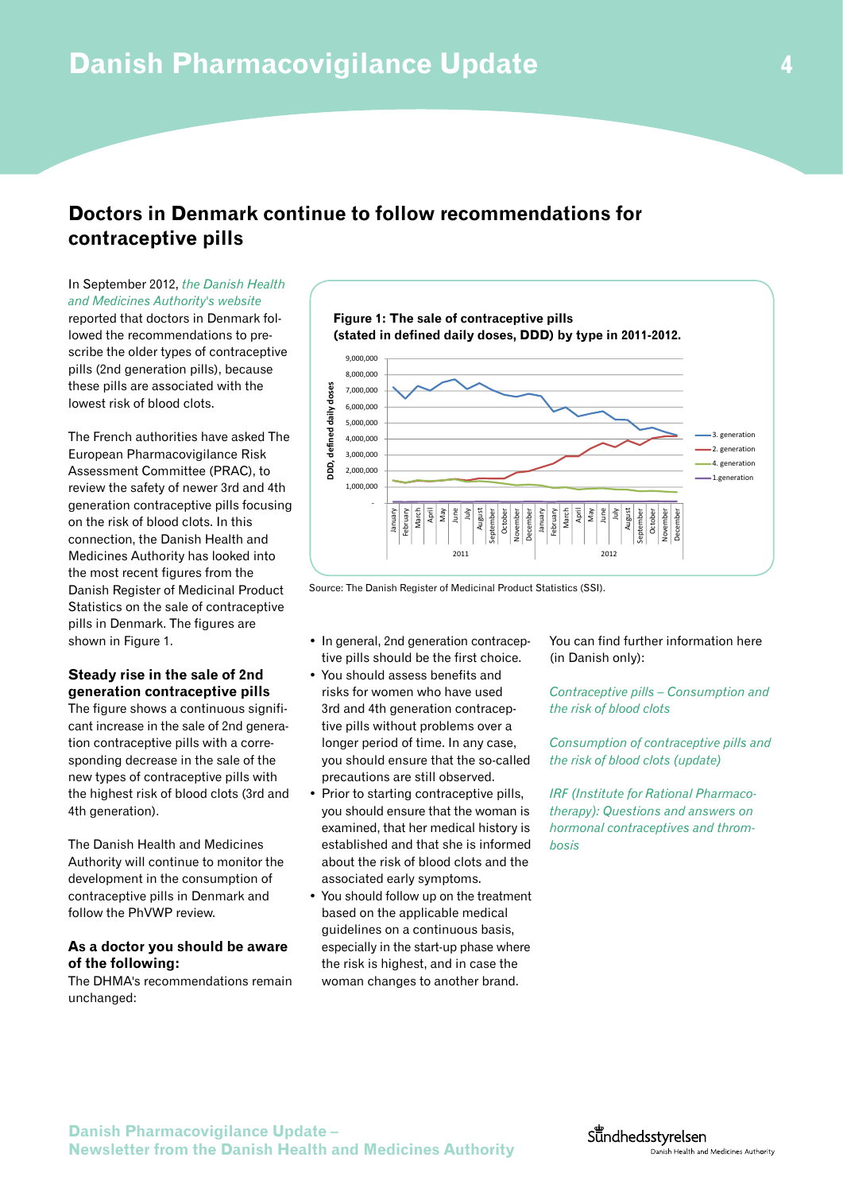## Doctors in Denmark continue to follow recommendations for contraceptive pills

In September 2012, *the Danish Health and Medicines Authority's website* reported that doctors in Denmark followed the recommendations to prescribe the older types of contraceptive pills (2nd generation pills), because these pills are associated with the lowest risk of blood clots.

The French authorities have asked The European Pharmacovigilance Risk Assessment Committee (PRAC), to review the safety of newer 3rd and 4th generation contraceptive pills focusing on the risk of blood clots. In this connection, the Danish Health and Medicines Authority has looked into the most recent figures from the Danish Register of Medicinal Product Statistics on the sale of contraceptive pills in Denmark. The figures are shown in Figure 1.

**Figure 1: The sale of contraceptive pills (stated in defined daily doses, DDD) by type in 2011-2012.**

Source: The Danish Register of Medicinal Product Statistics (SSI).

### Steady rise in the sale of 2nd generation contraceptive pills

The figure shows a continuous significant increase in the sale of 2nd generation contraceptive pills with a corresponding decrease in the sale of the new types of contraceptive pills with the highest risk of blood clots (3rd and 4th generation).

The Danish Health and Medicines Authority will continue to monitor the development in the consumption of contraceptive pills in Denmark and follow the PhVWP review.

### As a doctor you should be aware of the following:

The DHMA's recommendations remain unchanged:

- In general, 2nd generation contraceptive pills should be the first choice.
- You should assess benefits and risks for women who have used 3rd and 4th generation contraceptive pills without problems over a longer period of time. In any case, you should ensure that the so-called precautions are still observed.
- Prior to starting contraceptive pills, you should ensure that the woman is examined, that her medical history is established and that she is informed about the risk of blood clots and the associated early symptoms.
- You should follow up on the treatment based on the applicable medical guidelines on a continuous basis, especially in the start-up phase where the risk is highest, and in case the woman changes to another brand.

You can find further information here (in Danish only):

*Contraceptive pills – Consumption and the risk of blood clots*

*Consumption of contraceptive pills and the risk of blood clots (update)*

*IRF (Institute for Rational Pharmacotherapy): Questions and answers on hormonal contraceptives and thrombosis*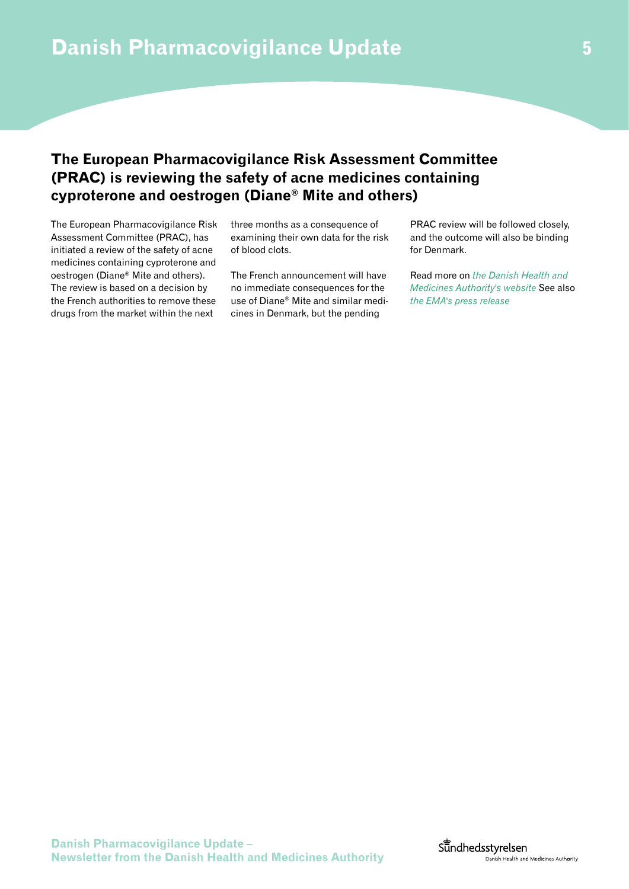## The European Pharmacovigilance Risk Assessment Committee (PRAC) is reviewing the safety of acne medicines containing cyproterone and oestrogen (Diane® Mite and others)

The European Pharmacovigilance Risk Assessment Committee (PRAC), has initiated a review of the safety of acne medicines containing cyproterone and oestrogen (Diane® Mite and others). The review is based on a decision by the French authorities to remove these drugs from the market within the next three months as a consequence of examining their own data for the risk of blood clots.

The French announcement will have no immediate consequences for the use of Diane® Mite and similar medicines in Denmark, but the pending PRAC review will be followed closely, and the outcome will also be binding for Denmark.

Read more on *the Danish Health and Medicines Authority's website* See also *the EMA's press release*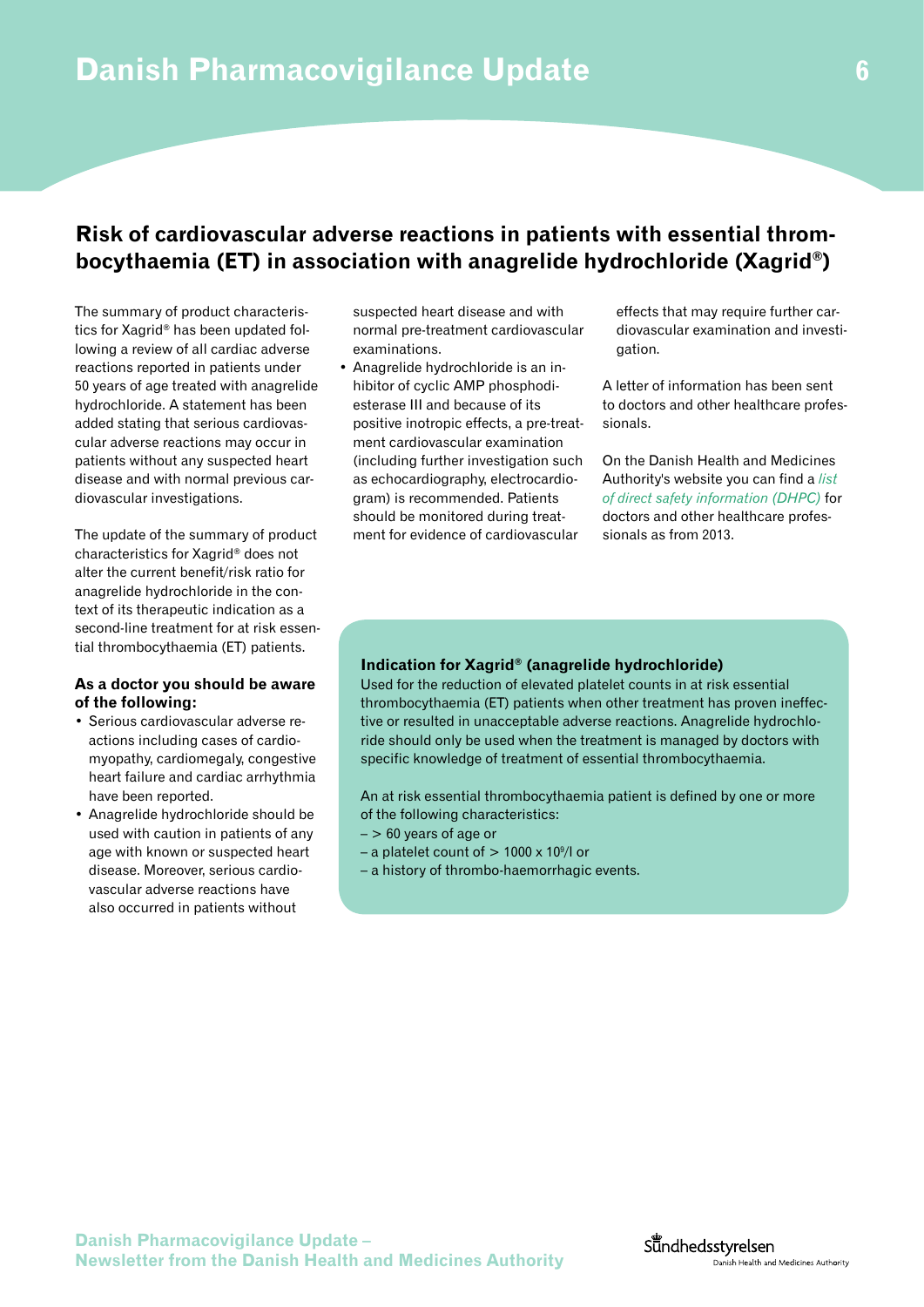## Risk of cardiovascular adverse reactions in patients with essential thrombocythaemia (ET) in association with anagrelide hydrochloride (Xagrid®)

The summary of product characteristics for Xagrid® has been updated following a review of all cardiac adverse reactions reported in patients under 50 years of age treated with anagrelide hydrochloride. A statement has been added stating that serious cardiovascular adverse reactions may occur in patients without any suspected heart disease and with normal previous cardiovascular investigations.

The update of the summary of product characteristics for Xagrid® does not alter the current benefit/risk ratio for anagrelide hydrochloride in the context of its therapeutic indication as a second-line treatment for at risk essential thrombocythaemia (ET) patients.

**As a doctor you should be aware of the following:**

- Serious cardiovascular adverse reactions including cases of cardiomyopathy, cardiomegaly, congestive heart failure and cardiac arrhythmia have been reported.
- Anagrelide hydrochloride should be used with caution in patients of any age with known or suspected heart disease. Moreover, serious cardiovascular adverse reactions have also occurred in patients without suspected heart disease and with normal pre-treatment cardiovascular examinations.
- Anagrelide hydrochloride is an inhibitor of cyclic AMP phosphodiesterase III and because of its positive inotropic effects, a pre-treatment cardiovascular examination (including further investigation such as echocardiography, electrocardiogram) is recommended. Patients should be monitored during treatment for evidence of cardiovascular effects that may require further cardiovascular examination and investigation.

A letter of information has been sent to doctors and other healthcare professionals.

On the Danish Health and Medicines Authority's website you can find a *list of direct safety information (DHPC)* for doctors and other healthcare professionals as from 2013.

**Indication for Xagrid® (anagrelide hydrochloride)**

Used for the reduction of elevated platelet counts in at risk essential thrombocythaemia (ET) patients when other treatment has proven ineffective or resulted in unacceptable adverse reactions. Anagrelide hydrochloride should only be used when the treatment is managed by doctors with specific knowledge of treatment of essential thrombocythaemia.

An at risk essential thrombocythaemia patient is defined by one or more of the following characteristics:

– > 60 years of age or

– a platelet count of > 1000 x $10^9$/l or

– a history of thrombo-haemorrhagic events.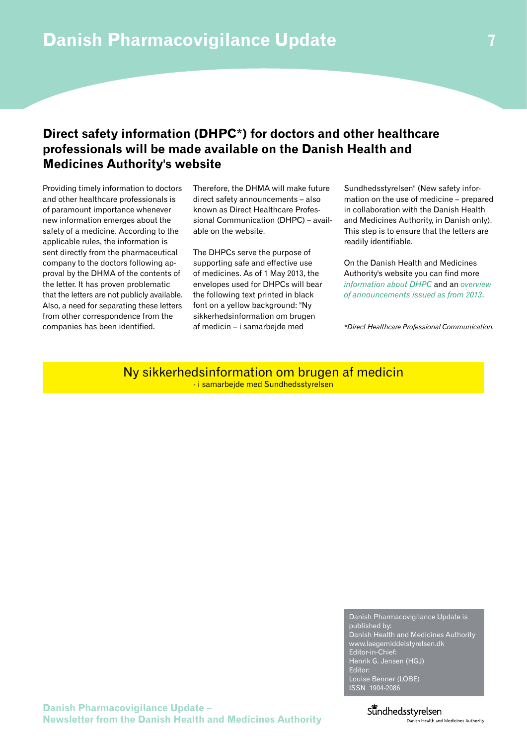## Direct safety information (DHPC*) for doctors and other healthcare professionals will be made available on the Danish Health and Medicines Authority's website

Providing timely information to doctors and other healthcare professionals is of paramount importance whenever new information emerges about the safety of a medicine. According to the applicable rules, the information is sent directly from the pharmaceutical company to the doctors following approval by the DHMA of the contents of the letter. It has proven problematic that the letters are not publicly available. Also, a need for separating these letters from other correspondence from the companies has been identified.

Therefore, the DHMA will make future direct safety announcements – also known as Direct Healthcare Professional Communication (DHPC) – available on the website.

The DHPCs serve the purpose of supporting safe and effective use of medicines. As of 1 May 2013, the envelopes used for DHPCs will bear the following text printed in black font on a yellow background: "Ny sikkerhedsinformation om brugen af medicin – i samarbejde med Sundhedsstyrelsen" (New safety information on the use of medicine – prepared in collaboration with the Danish Health and Medicines Authority, in Danish only). This step is to ensure that the letters are readily identifiable.

On the Danish Health and Medicines Authority's website you can find more *information about DHPC* and an *overview of announcements issued as from 2013*.

*\*Direct Healthcare Professional Communication.*

Ny sikkerhedsinformation om brugen af medicin
- i samarbejde med Sundhedsstyrelsen

Danish Pharmacovigilance Update is published by:
Danish Health and Medicines Authority
www.laegemiddelstyrelsen.dk
Editor-in-Chief:
Henrik G. Jensen (HGJ)
Editor:
Louise Benner (LOBE)
ISSN 1904-2086